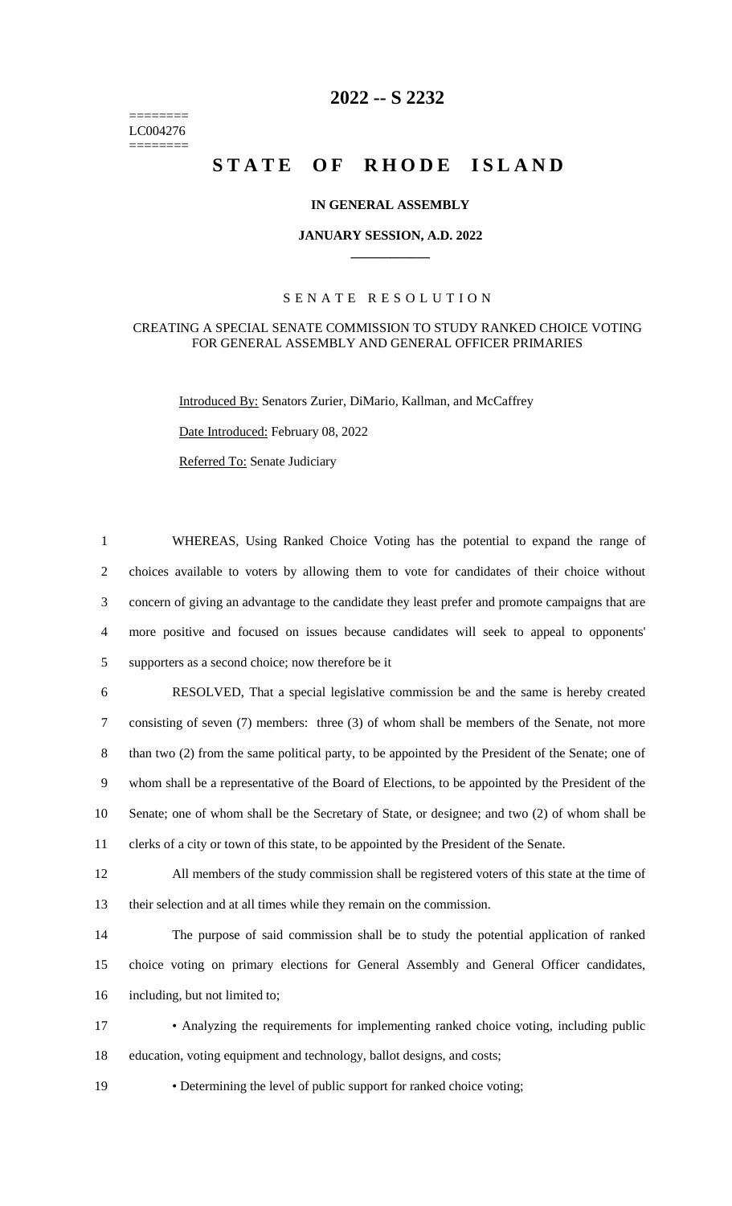========
LC004276
========

# 2022 -- S 2232

# STATE OF RHODE ISLAND

**IN GENERAL ASSEMBLY**

**JANUARY SESSION, A.D. 2022**

SENATE RESOLUTION

CREATING A SPECIAL SENATE COMMISSION TO STUDY RANKED CHOICE VOTING FOR GENERAL ASSEMBLY AND GENERAL OFFICER PRIMARIES

Introduced By: Senators Zurier, DiMario, Kallman, and McCaffrey

Date Introduced: February 08, 2022

Referred To: Senate Judiciary

1 WHEREAS, Using Ranked Choice Voting has the potential to expand the range of
2 choices available to voters by allowing them to vote for candidates of their choice without
3 concern of giving an advantage to the candidate they least prefer and promote campaigns that are
4 more positive and focused on issues because candidates will seek to appeal to opponents'
5 supporters as a second choice; now therefore be it

6 RESOLVED, That a special legislative commission be and the same is hereby created
7 consisting of seven (7) members: three (3) of whom shall be members of the Senate, not more
8 than two (2) from the same political party, to be appointed by the President of the Senate; one of
9 whom shall be a representative of the Board of Elections, to be appointed by the President of the
10 Senate; one of whom shall be the Secretary of State, or designee; and two (2) of whom shall be
11 clerks of a city or town of this state, to be appointed by the President of the Senate.

12 All members of the study commission shall be registered voters of this state at the time of
13 their selection and at all times while they remain on the commission.

14 The purpose of said commission shall be to study the potential application of ranked
15 choice voting on primary elections for General Assembly and General Officer candidates,
16 including, but not limited to;

17 • Analyzing the requirements for implementing ranked choice voting, including public
18 education, voting equipment and technology, ballot designs, and costs;

19 • Determining the level of public support for ranked choice voting;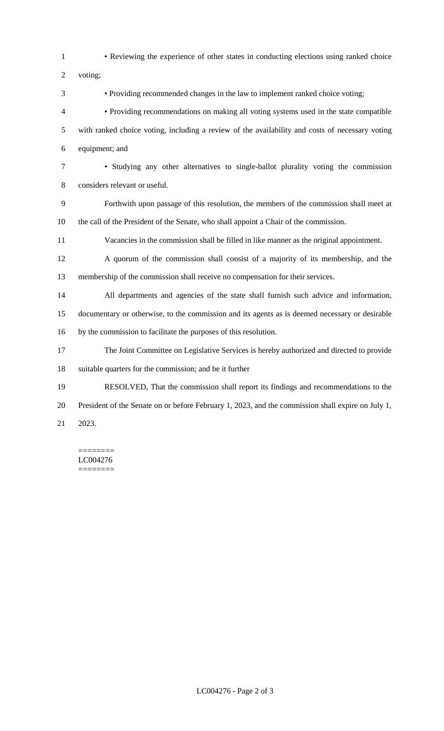- Reviewing the experience of other states in conducting elections using ranked choice voting;
- Providing recommended changes in the law to implement ranked choice voting;
- Providing recommendations on making all voting systems used in the state compatible with ranked choice voting, including a review of the availability and costs of necessary voting equipment; and
- Studying any other alternatives to single-ballot plurality voting the commission considers relevant or useful.

Forthwith upon passage of this resolution, the members of the commission shall meet at the call of the President of the Senate, who shall appoint a Chair of the commission.

Vacancies in the commission shall be filled in like manner as the original appointment.

A quorum of the commission shall consist of a majority of its membership, and the membership of the commission shall receive no compensation for their services.

All departments and agencies of the state shall furnish such advice and information, documentary or otherwise, to the commission and its agents as is deemed necessary or desirable by the commission to facilitate the purposes of this resolution.

The Joint Committee on Legislative Services is hereby authorized and directed to provide suitable quarters for the commission; and be it further

RESOLVED, That the commission shall report its findings and recommendations to the President of the Senate on or before February 1, 2023, and the commission shall expire on July 1, 2023.

========
LC004276
========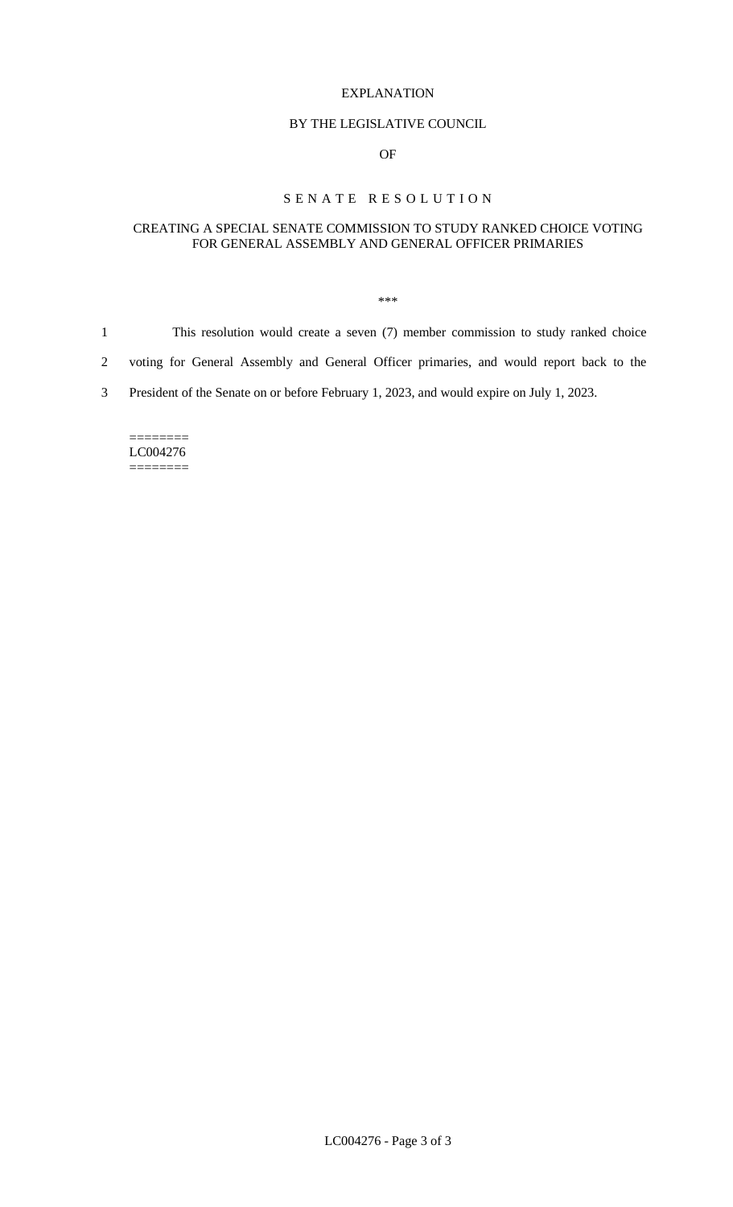EXPLANATION

BY THE LEGISLATIVE COUNCIL

OF

# S E N A T E R E S O L U T I O N

CREATING A SPECIAL SENATE COMMISSION TO STUDY RANKED CHOICE VOTING FOR GENERAL ASSEMBLY AND GENERAL OFFICER PRIMARIES

\*\*\*

1 This resolution would create a seven (7) member commission to study ranked choice
2 voting for General Assembly and General Officer primaries, and would report back to the
3 President of the Senate on or before February 1, 2023, and would expire on July 1, 2023.

========
LC004276
========